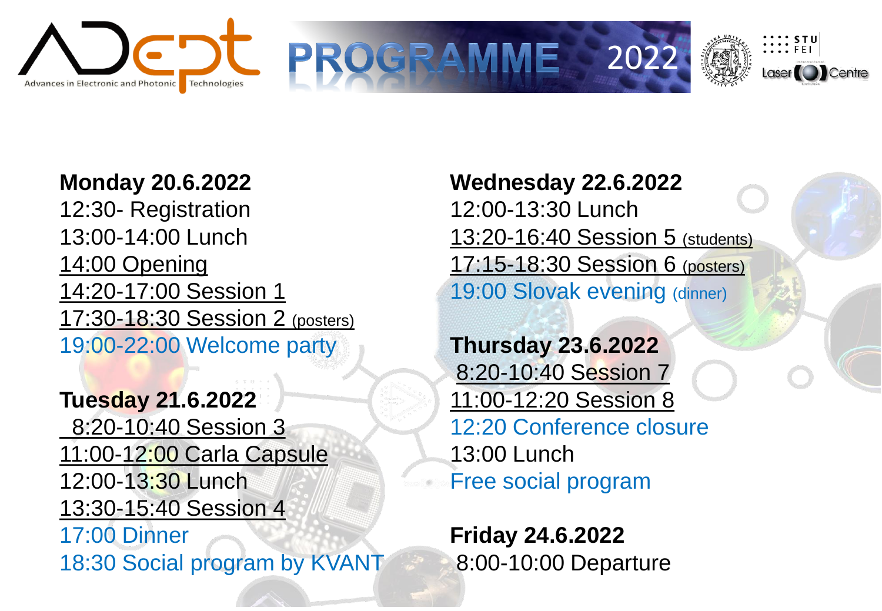# ADept – Advances in Electronic and Photonic Technologies

# PROGRAMME 2022

**Monday 20.6.2022**

12:30- Registration
13:00-14:00 Lunch
14:00 Opening
14:20-17:00 Session 1
17:30-18:30 Session 2 (posters)
19:00-22:00 Welcome party

**Tuesday 21.6.2022**

8:20-10:40 Session 3
11:00-12:00 Carla Capsule
12:00-13:30 Lunch
13:30-15:40 Session 4
17:00 Dinner
18:30 Social program by KVANT

**Wednesday 22.6.2022**

12:00-13:30 Lunch
13:20-16:40 Session 5 (students)
17:15-18:30 Session 6 (posters)
19:00 Slovak evening (dinner)

**Thursday 23.6.2022**

8:20-10:40 Session 7
11:00-12:20 Session 8
12:20 Conference closure
13:00 Lunch
Free social program

**Friday 24.6.2022**

8:00-10:00 Departure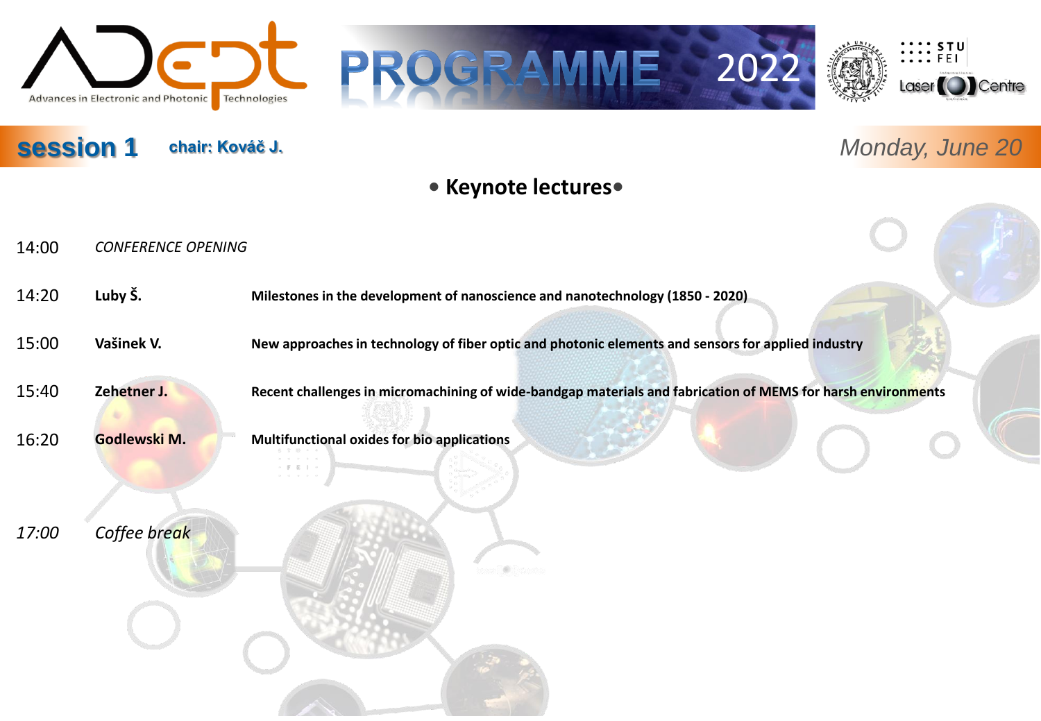## session 1 — chair: Kováč J. — *Monday, June 20*

### • Keynote lectures•

| Time | Speaker | Title |
|---|---|---|
| 14:00 | *CONFERENCE OPENING* | |
| 14:20 | **Luby Š.** | **Milestones in the development of nanoscience and nanotechnology (1850 - 2020)** |
| 15:00 | **Vašinek V.** | **New approaches in technology of fiber optic and photonic elements and sensors for applied industry** |
| 15:40 | **Zehetner J.** | **Recent challenges in micromachining of wide-bandgap materials and fabrication of MEMS for harsh environments** |
| 16:20 | **Godlewski M.** | **Multifunctional oxides for bio applications** |
| *17:00* | *Coffee break* | |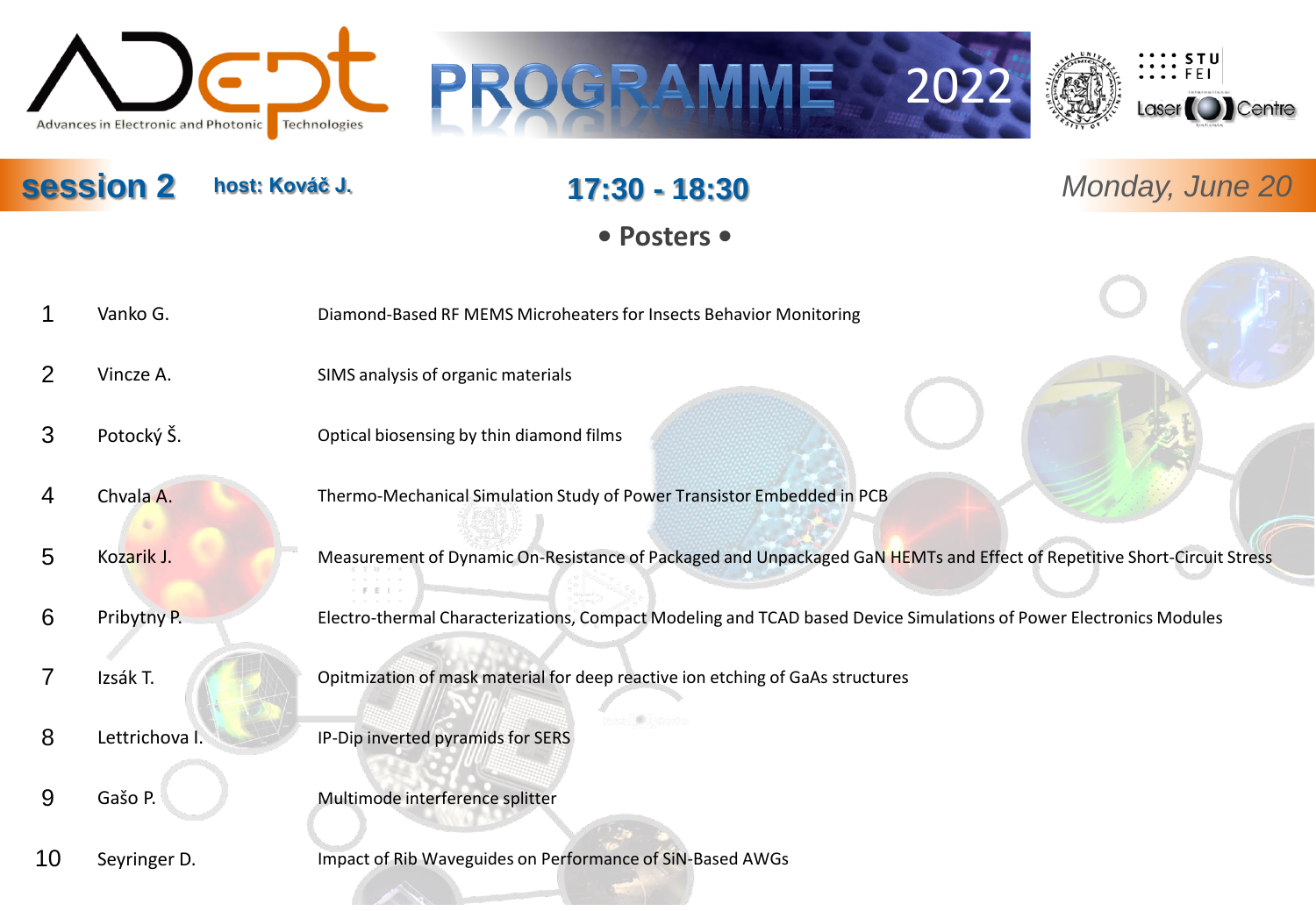# ADept – Advances in Electronic and Photonic Technologies

## PROGRAMME 2022

**session 2** **host: Kováč J.** **17:30 - 18:30** *Monday, June 20*

### • Posters •

| | | |
|---|---|---|
| 1 | Vanko G. | Diamond-Based RF MEMS Microheaters for Insects Behavior Monitoring |
| 2 | Vincze A. | SIMS analysis of organic materials |
| 3 | Potocký Š. | Optical biosensing by thin diamond films |
| 4 | Chvala A. | Thermo-Mechanical Simulation Study of Power Transistor Embedded in PCB |
| 5 | Kozarik J. | Measurement of Dynamic On-Resistance of Packaged and Unpackaged GaN HEMTs and Effect of Repetitive Short-Circuit Stress |
| 6 | Pribytny P. | Electro-thermal Characterizations, Compact Modeling and TCAD based Device Simulations of Power Electronics Modules |
| 7 | Izsák T. | Opitmization of mask material for deep reactive ion etching of GaAs structures |
| 8 | Lettrichova I. | IP-Dip inverted pyramids for SERS |
| 9 | Gašo P. | Multimode interference splitter |
| 10 | Seyringer D. | Impact of Rib Waveguides on Performance of SiN-Based AWGs |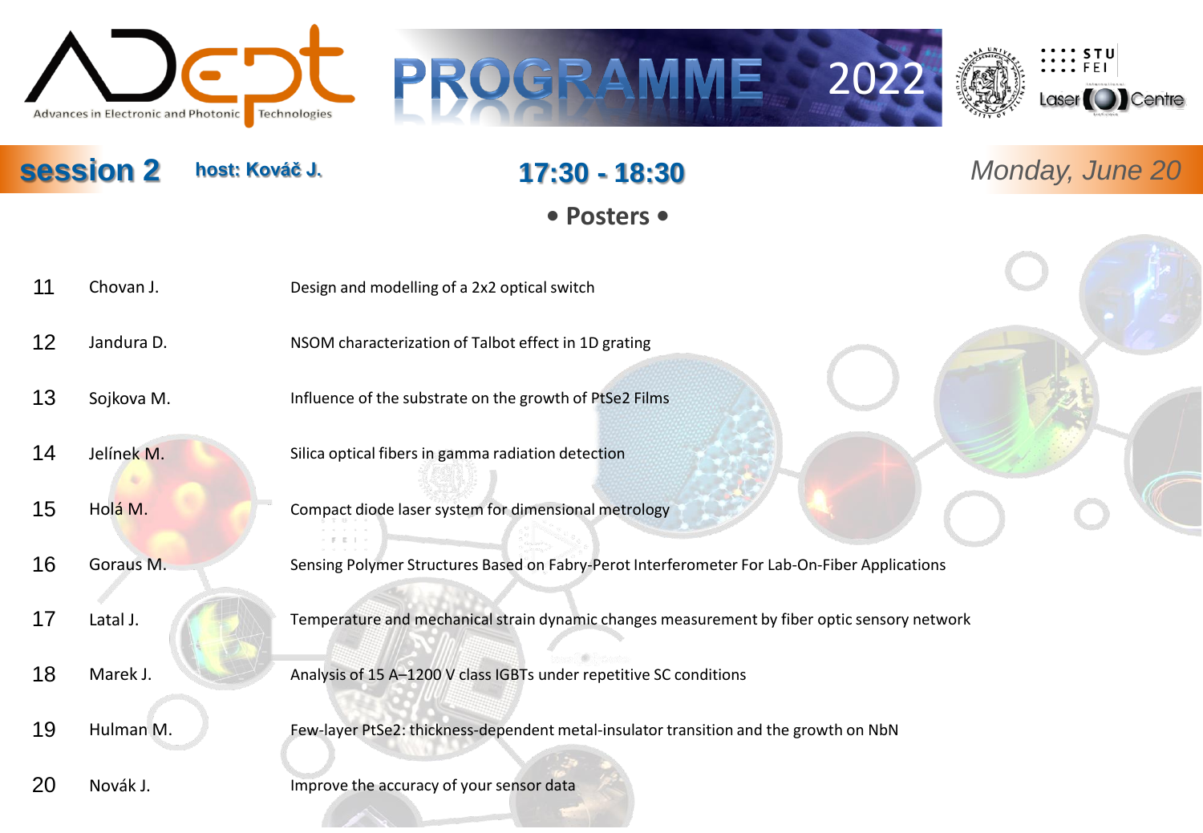# session 2 — host: Kováč J. — 17:30 - 18:30 — *Monday, June 20*

## • Posters •

| | | |
|---|---|---|
| 11 | Chovan J. | Design and modelling of a 2x2 optical switch |
| 12 | Jandura D. | NSOM characterization of Talbot effect in 1D grating |
| 13 | Sojkova M. | Influence of the substrate on the growth of PtSe2 Films |
| 14 | Jelínek M. | Silica optical fibers in gamma radiation detection |
| 15 | Holá M. | Compact diode laser system for dimensional metrology |
| 16 | Goraus M. | Sensing Polymer Structures Based on Fabry-Perot Interferometer For Lab-On-Fiber Applications |
| 17 | Latal J. | Temperature and mechanical strain dynamic changes measurement by fiber optic sensory network |
| 18 | Marek J. | Analysis of 15 A–1200 V class IGBTs under repetitive SC conditions |
| 19 | Hulman M. | Few-layer PtSe2: thickness-dependent metal-insulator transition and the growth on NbN |
| 20 | Novák J. | Improve the accuracy of your sensor data |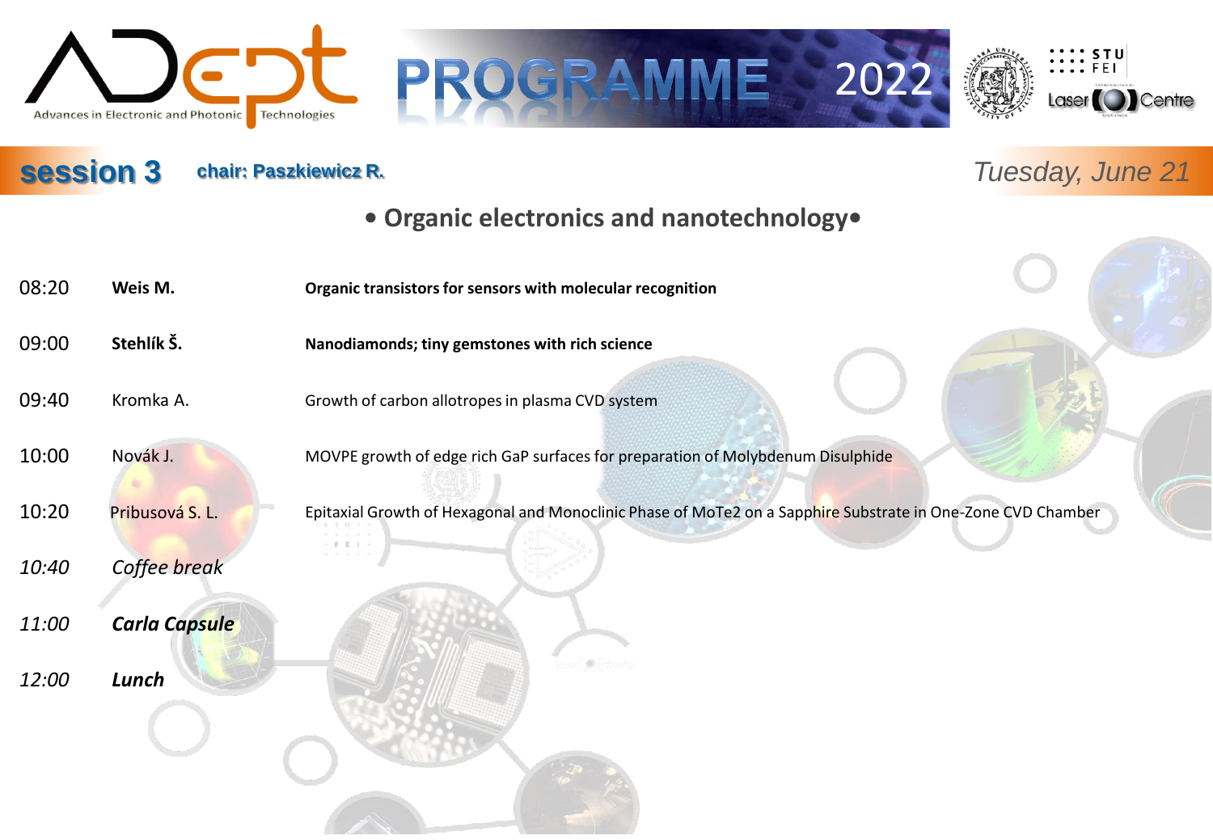# session 3

**chair: Paszkiewicz R.**

*Tuesday, June 21*

## • Organic electronics and nanotechnology•

| | | |
|---|---|---|
| 08:20 | **Weis M.** | **Organic transistors for sensors with molecular recognition** |
| 09:00 | **Stehlík Š.** | **Nanodiamonds; tiny gemstones with rich science** |
| 09:40 | Kromka A. | Growth of carbon allotropes in plasma CVD system |
| 10:00 | Novák J. | MOVPE growth of edge rich GaP surfaces for preparation of Molybdenum Disulphide |
| 10:20 | Pribusová S. L. | Epitaxial Growth of Hexagonal and Monoclinic Phase of MoTe2 on a Sapphire Substrate in One-Zone CVD Chamber |
| *10:40* | *Coffee break* | |
| ***11:00*** | ***Carla Capsule*** | |
| ***12:00*** | ***Lunch*** | |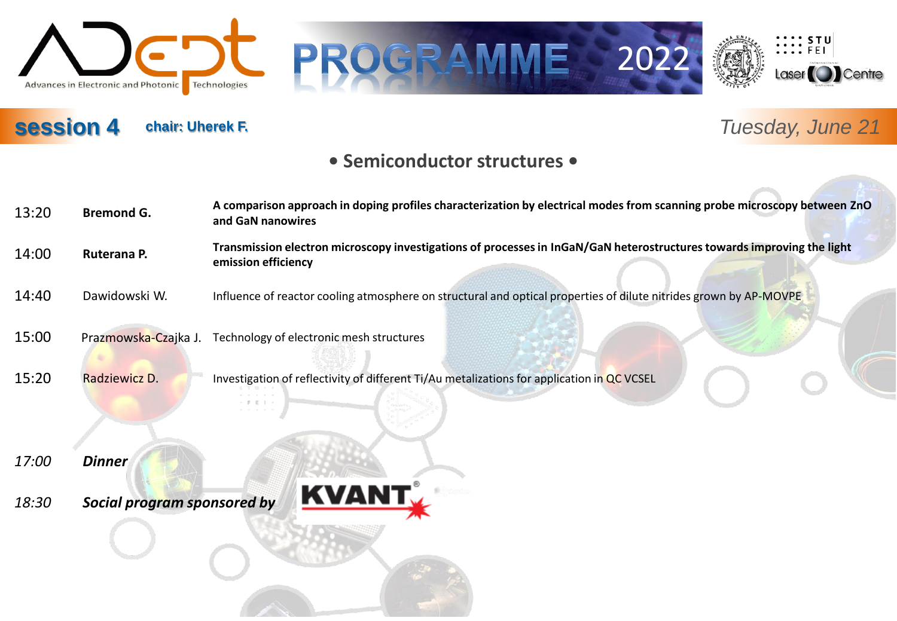# ADEPT – Advances in Electronic and Photonic Technologies

## PROGRAMME 2022

**session 4** **chair: Uherek F.** *Tuesday, June 21*

### • Semiconductor structures •

| | | |
|---|---|---|
| 13:20 | **Bremond G.** | **A comparison approach in doping profiles characterization by electrical modes from scanning probe microscopy between ZnO and GaN nanowires** |
| 14:00 | **Ruterana P.** | **Transmission electron microscopy investigations of processes in InGaN/GaN heterostructures towards improving the light emission efficiency** |
| 14:40 | Dawidowski W. | Influence of reactor cooling atmosphere on structural and optical properties of dilute nitrides grown by AP-MOVPE |
| 15:00 | Prazmowska-Czajka J. | Technology of electronic mesh structures |
| 15:20 | Radziewicz D. | Investigation of reflectivity of different Ti/Au metalizations for application in QC VCSEL |

| | |
|---|---|
| *17:00* | ***Dinner*** |
| *18:30* | ***Social program sponsored by*** KVANT |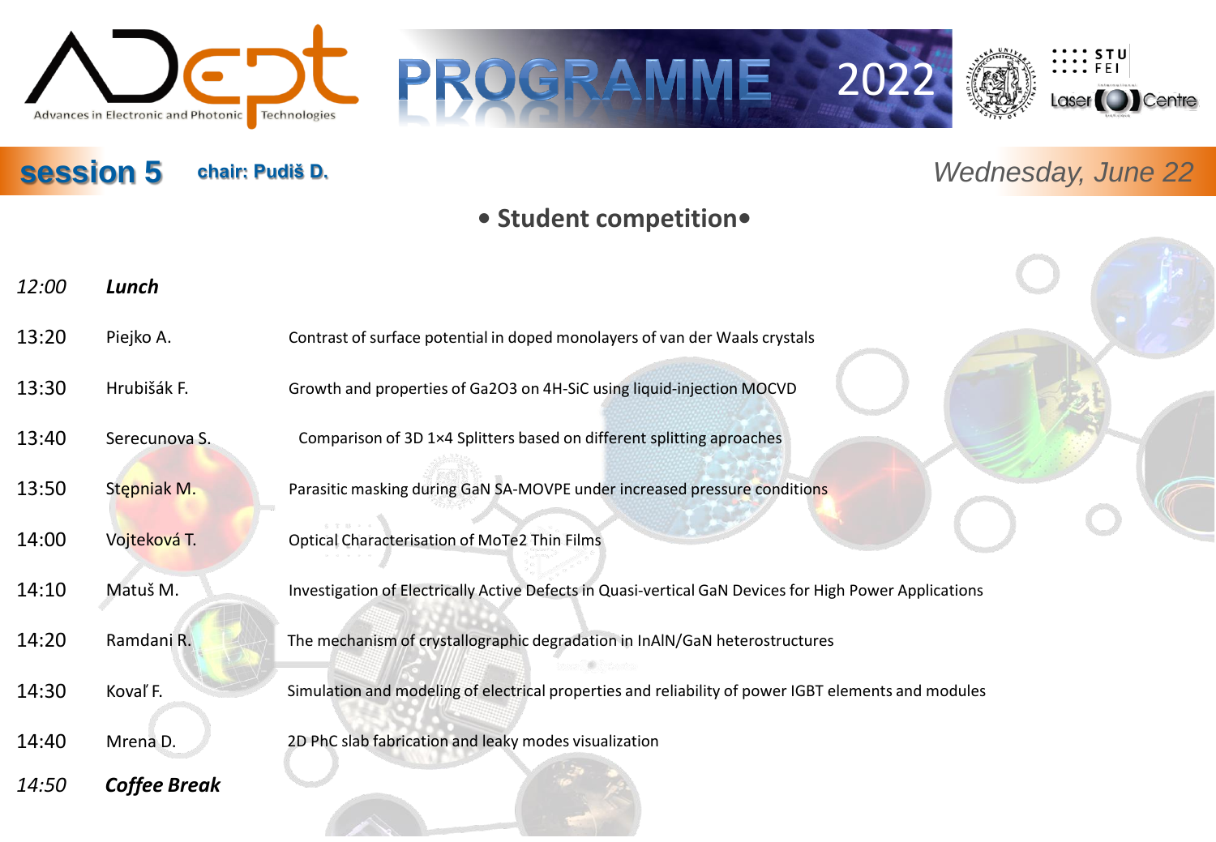# session 5

**chair: Pudiš D.**

*Wednesday, June 22*

## • Student competition•

| | | |
|---|---|---|
| *12:00* | ***Lunch*** | |
| 13:20 | Piejko A. | Contrast of surface potential in doped monolayers of van der Waals crystals |
| 13:30 | Hrubišák F. | Growth and properties of Ga2O3 on 4H-SiC using liquid-injection MOCVD |
| 13:40 | Serecunova S. | Comparison of 3D 1×4 Splitters based on different splitting aproaches |
| 13:50 | Stępniak M. | Parasitic masking during GaN SA-MOVPE under increased pressure conditions |
| 14:00 | Vojteková T. | Optical Characterisation of MoTe2 Thin Films |
| 14:10 | Matuš M. | Investigation of Electrically Active Defects in Quasi-vertical GaN Devices for High Power Applications |
| 14:20 | Ramdani R. | The mechanism of crystallographic degradation in InAlN/GaN heterostructures |
| 14:30 | Koval' F. | Simulation and modeling of electrical properties and reliability of power IGBT elements and modules |
| 14:40 | Mrena D. | 2D PhC slab fabrication and leaky modes visualization |
| *14:50* | ***Coffee Break*** | |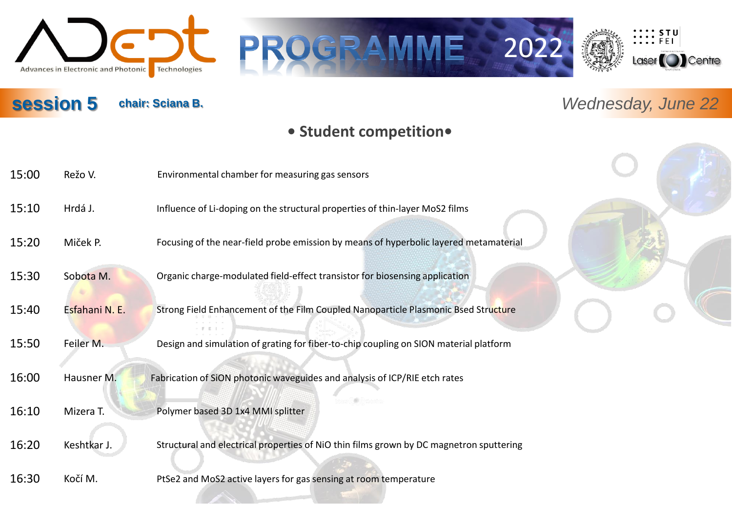# PROGRAMME 2022

ADEPT – Advances in Electronic and Photonic Technologies

## session 5

**chair: Sciana B.**

*Wednesday, June 22*

### • Student competition •

| Time | Author | Title |
|---|---|---|
| 15:00 | Režo V. | Environmental chamber for measuring gas sensors |
| 15:10 | Hrdá J. | Influence of Li-doping on the structural properties of thin-layer $MoS_2$ films |
| 15:20 | Miček P. | Focusing of the near-field probe emission by means of hyperbolic layered metamaterial |
| 15:30 | Sobota M. | Organic charge-modulated field-effect transistor for biosensing application |
| 15:40 | Esfahani N. E. | Strong Field Enhancement of the Film Coupled Nanoparticle Plasmonic Bsed Structure |
| 15:50 | Feiler M. | Design and simulation of grating for fiber-to-chip coupling on SION material platform |
| 16:00 | Hausner M. | Fabrication of SiON photonic waveguides and analysis of ICP/RIE etch rates |
| 16:10 | Mizera T. | Polymer based 3D 1x4 MMI splitter |
| 16:20 | Keshtkar J. | Structural and electrical properties of NiO thin films grown by DC magnetron sputtering |
| 16:30 | Kočí M. | $PtSe_2$ and $MoS_2$ active layers for gas sensing at room temperature |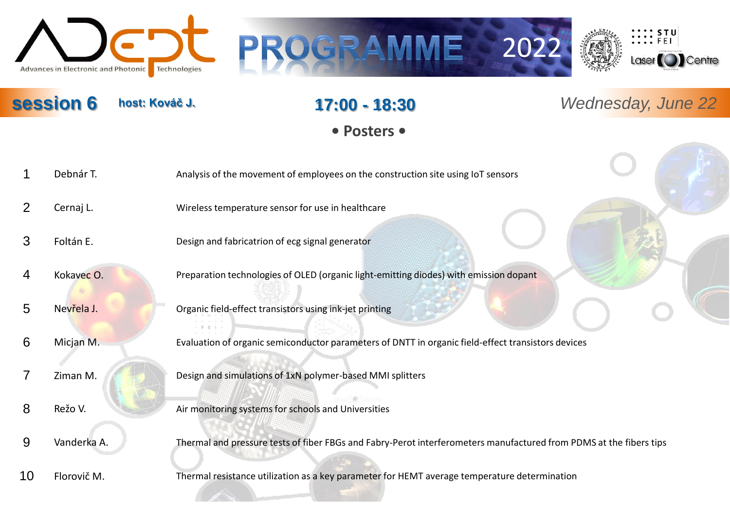# PROGRAMME 2022

ADept – Advances in Electronic and Photonic Technologies

## session 6

**host: Kováč J.**

**17:00 - 18:30**

*Wednesday, June 22*

### • Posters •

| | | |
|---|---|---|
| 1 | Debnár T. | Analysis of the movement of employees on the construction site using IoT sensors |
| 2 | Cernaj L. | Wireless temperature sensor for use in healthcare |
| 3 | Foltán E. | Design and fabricatrion of ecg signal generator |
| 4 | Kokavec O. | Preparation technologies of OLED (organic light-emitting diodes) with emission dopant |
| 5 | Nevřela J. | Organic field-effect transistors using ink-jet printing |
| 6 | Micjan M. | Evaluation of organic semiconductor parameters of DNTT in organic field-effect transistors devices |
| 7 | Ziman M. | Design and simulations of 1xN polymer-based MMI splitters |
| 8 | Režo V. | Air monitoring systems for schools and Universities |
| 9 | Vanderka A. | Thermal and pressure tests of fiber FBGs and Fabry-Perot interferometers manufactured from PDMS at the fibers tips |
| 10 | Florovič M. | Thermal resistance utilization as a key parameter for HEMT average temperature determination |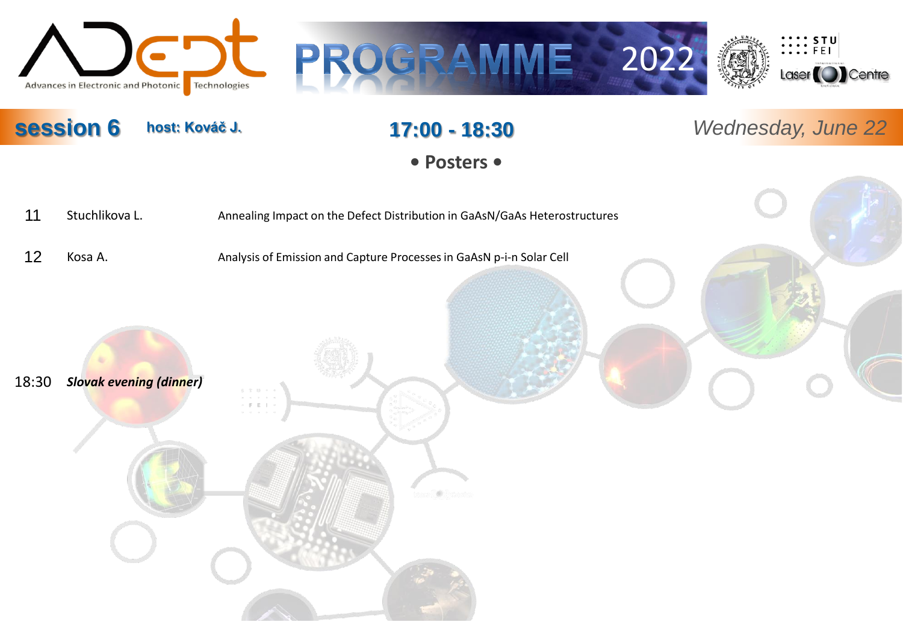## session 6 host: Kováč J. 17:00 - 18:30 *Wednesday, June 22*

### • Posters •

| | | |
|---|---|---|
| 11 | Stuchlikova L. | Annealing Impact on the Defect Distribution in GaAsN/GaAs Heterostructures |
| 12 | Kosa A. | Analysis of Emission and Capture Processes in GaAsN p-i-n Solar Cell |

18:30 ***Slovak evening (dinner)***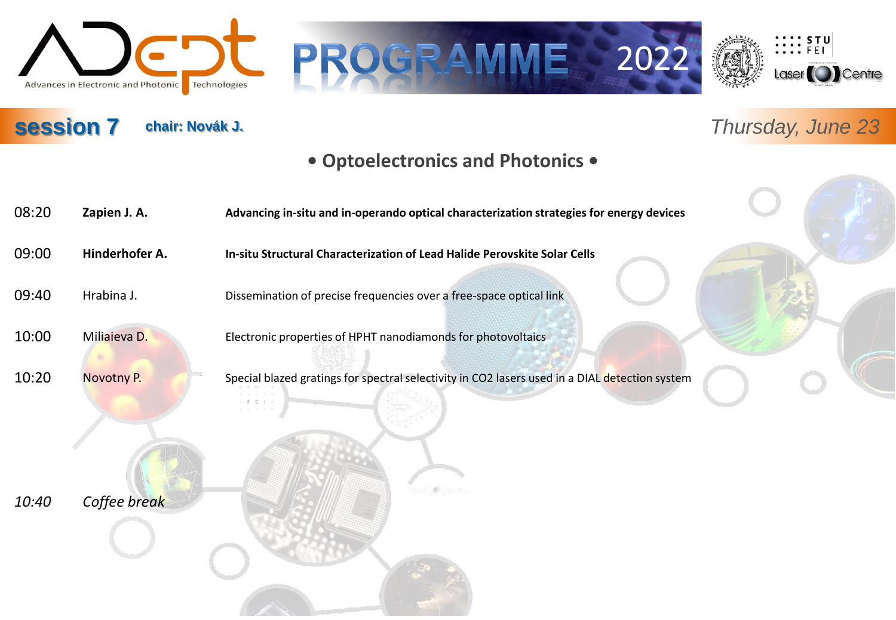## session 7

**chair: Novák J.**

*Thursday, June 23*

### • Optoelectronics and Photonics •

| | | |
|---|---|---|
| 08:20 | **Zapien J. A.** | **Advancing in-situ and in-operando optical characterization strategies for energy devices** |
| 09:00 | **Hinderhofer A.** | **In-situ Structural Characterization of Lead Halide Perovskite Solar Cells** |
| 09:40 | Hrabina J. | Dissemination of precise frequencies over a free-space optical link |
| 10:00 | Miliaieva D. | Electronic properties of HPHT nanodiamonds for photovoltaics |
| 10:20 | Novotny P. | Special blazed gratings for spectral selectivity in CO2 lasers used in a DIAL detection system |
| *10:40* | *Coffee break* | |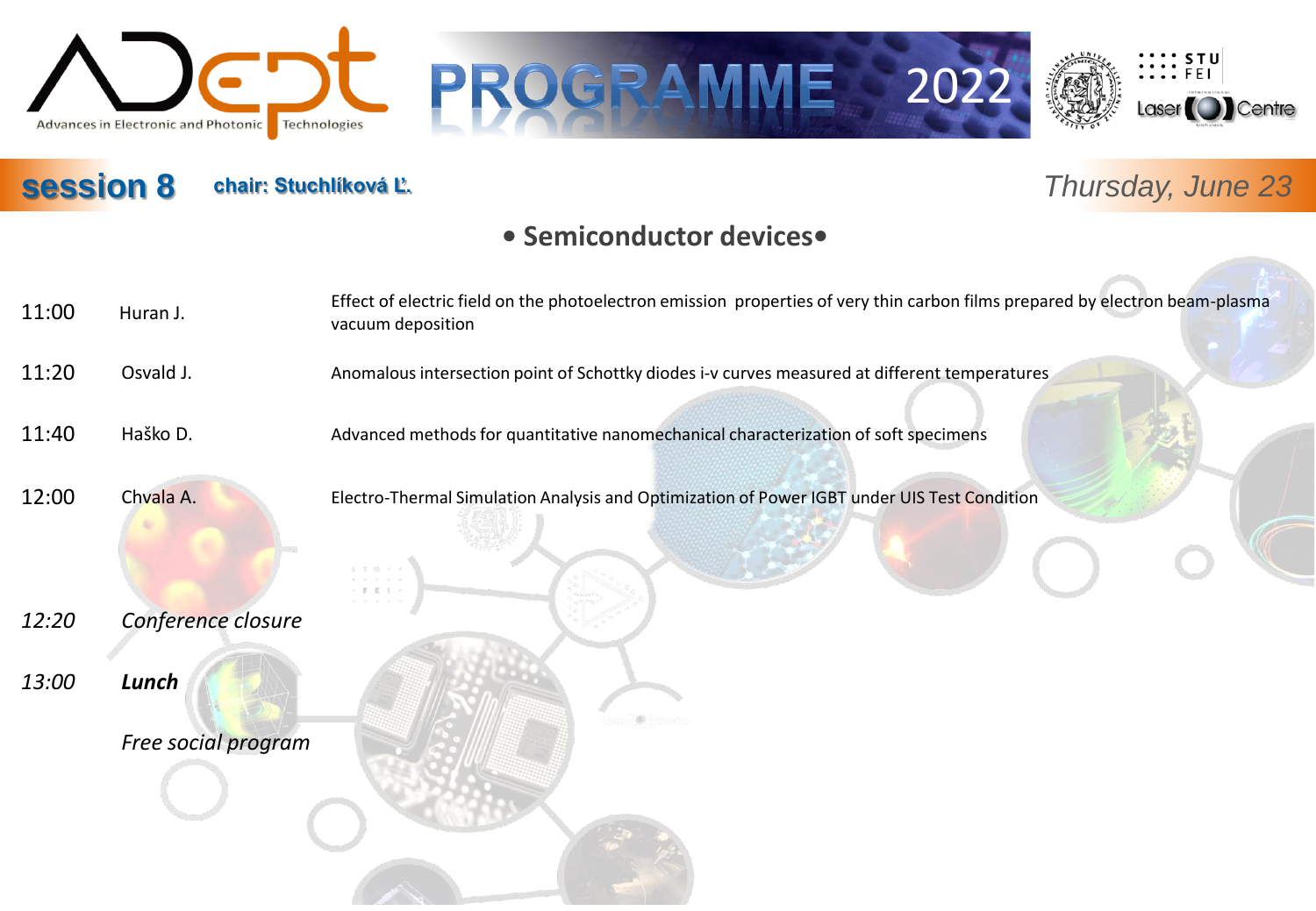## session 8

**chair: Stuchlíková Ľ.**

*Thursday, June 23*

### • Semiconductor devices•

| | | |
|---|---|---|
| 11:00 | Huran J. | Effect of electric field on the photoelectron emission properties of very thin carbon films prepared by electron beam-plasma vacuum deposition |
| 11:20 | Osvald J. | Anomalous intersection point of Schottky diodes i-v curves measured at different temperatures |
| 11:40 | Haško D. | Advanced methods for quantitative nanomechanical characterization of soft specimens |
| 12:00 | Chvala A. | Electro-Thermal Simulation Analysis and Optimization of Power IGBT under UIS Test Condition |

*12:20* *Conference closure*

*13:00* ***Lunch***

*Free social program*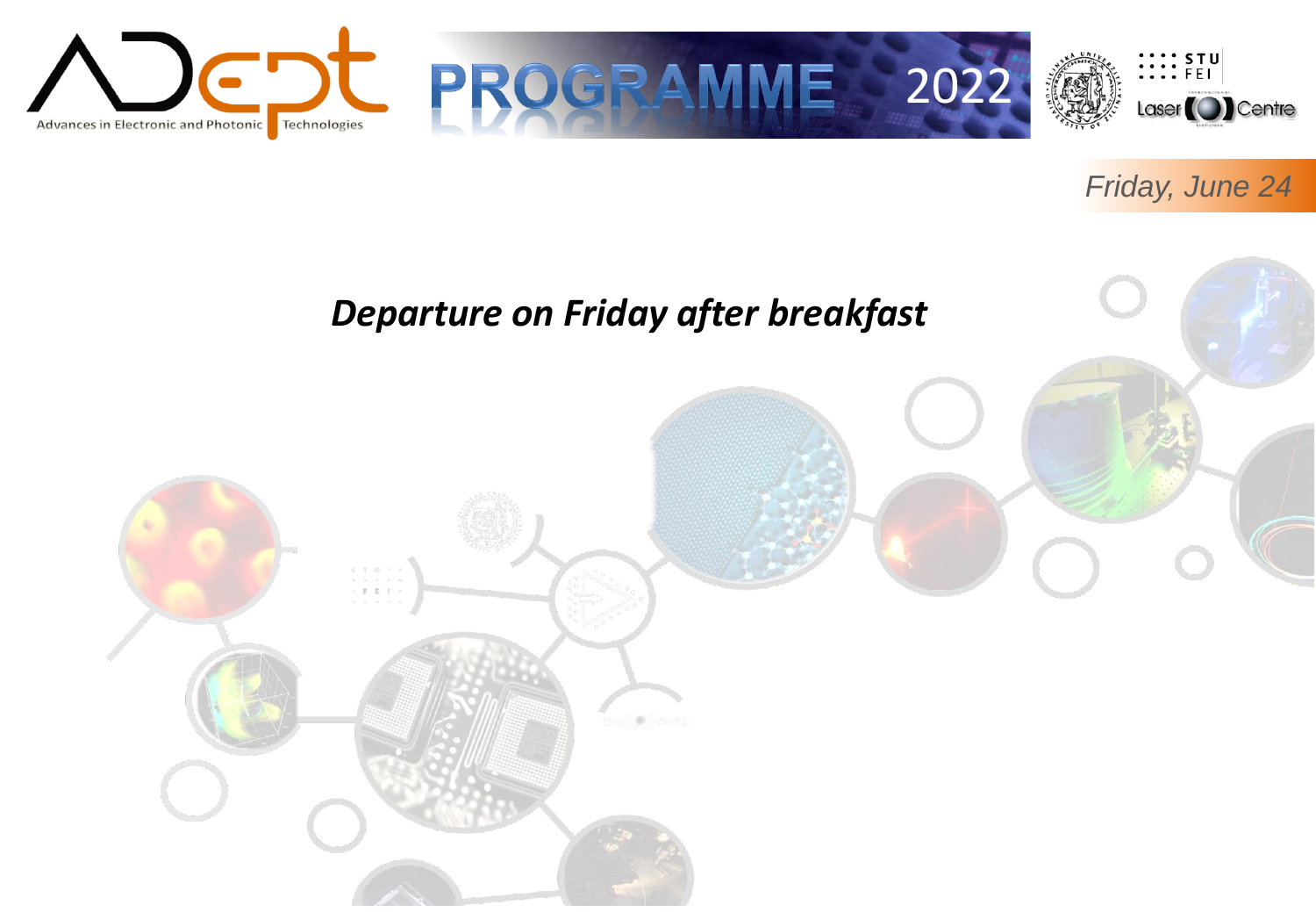Friday, June 24

*Departure on Friday after breakfast*